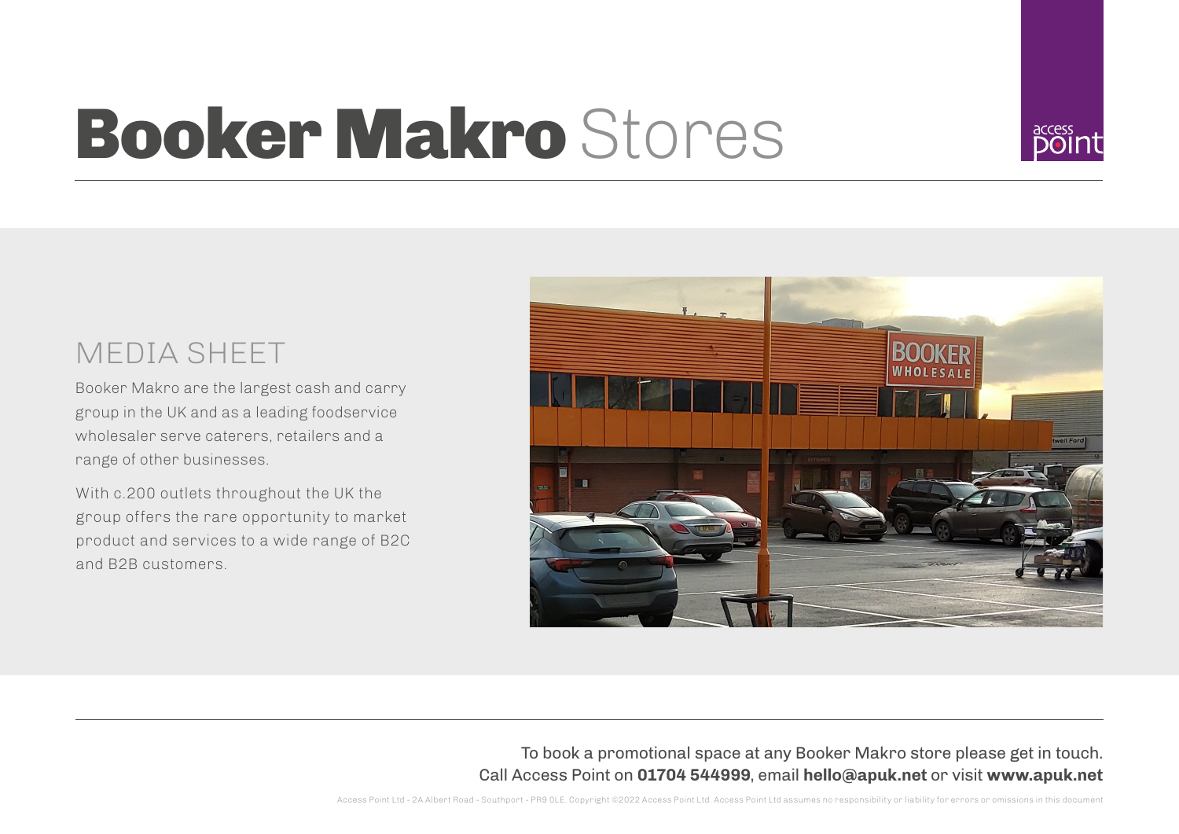# Booker Makro Stores

## MEDIA SHEET

Booker Makro are the largest cash and carry group in the UK and as a leading foodservice wholesaler serve caterers, retailers and a range of other businesses.

With c.200 outlets throughout the UK the group offers the rare opportunity to market product and services to a wide range of B2C and B2B customers.

To book a promotional space at any Booker Makro store please get in touch.
Call Access Point on **01704 544999**, email **hello@apuk.net** or visit **www.apuk.net**

Access Point Ltd - 2A Albert Road - Southport - PR9 0LE. Copyright ©2022 Access Point Ltd. Access Point Ltd assumes no responsibility or liability for errors or omissions in this document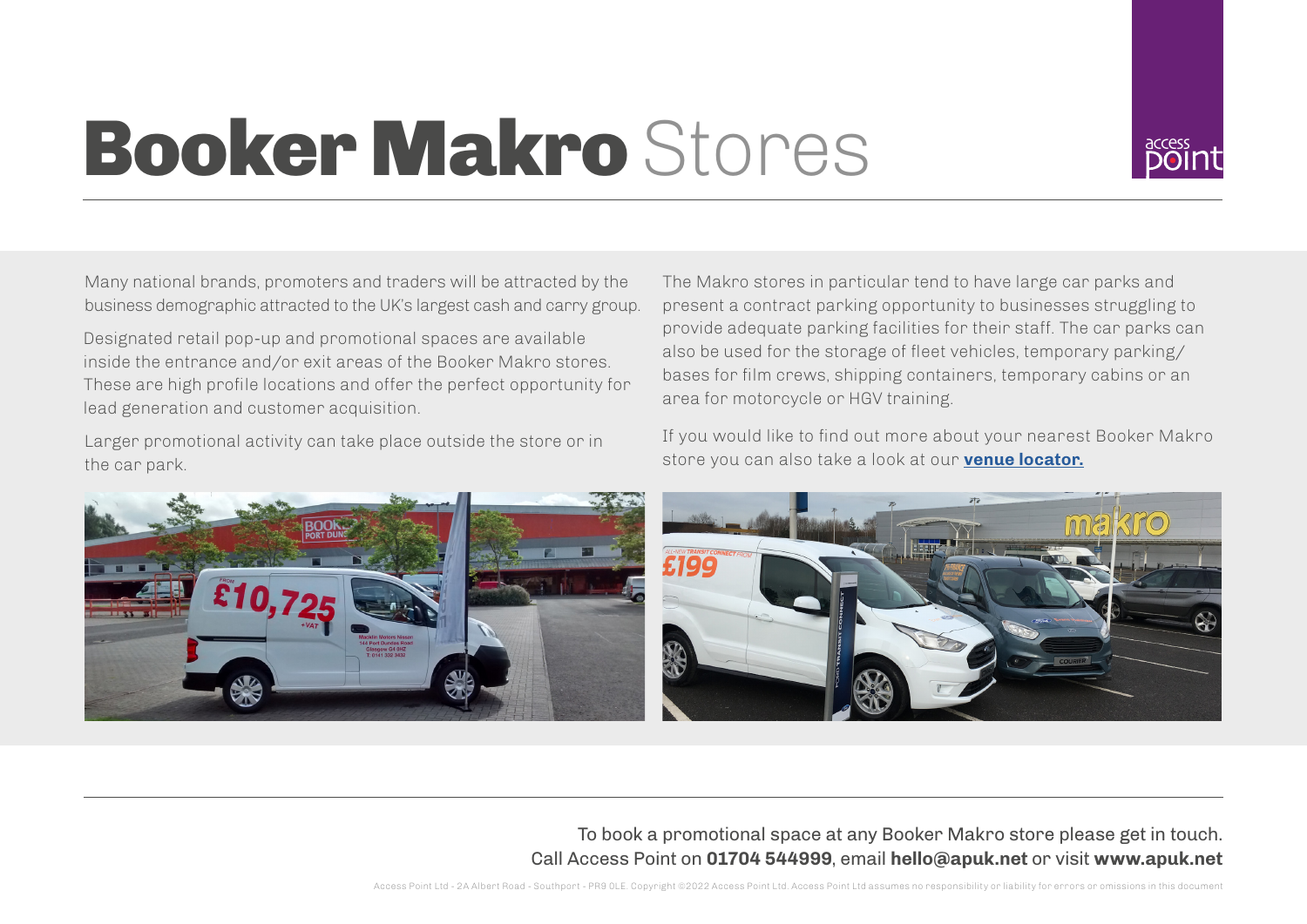# Booker Makro Stores

Many national brands, promoters and traders will be attracted by the business demographic attracted to the UK's largest cash and carry group.

Designated retail pop-up and promotional spaces are available inside the entrance and/or exit areas of the Booker Makro stores. These are high profile locations and offer the perfect opportunity for lead generation and customer acquisition.

Larger promotional activity can take place outside the store or in the car park.

The Makro stores in particular tend to have large car parks and present a contract parking opportunity to businesses struggling to provide adequate parking facilities for their staff. The car parks can also be used for the storage of fleet vehicles, temporary parking/bases for film crews, shipping containers, temporary cabins or an area for motorcycle or HGV training.

If you would like to find out more about your nearest Booker Makro store you can also take a look at our **venue locator.**

To book a promotional space at any Booker Makro store please get in touch.
Call Access Point on **01704 544999**, email **hello@apuk.net** or visit **www.apuk.net**

Access Point Ltd - 2A Albert Road - Southport - PR9 0LE. Copyright ©2022 Access Point Ltd. Access Point Ltd assumes no responsibility or liability for errors or omissions in this document